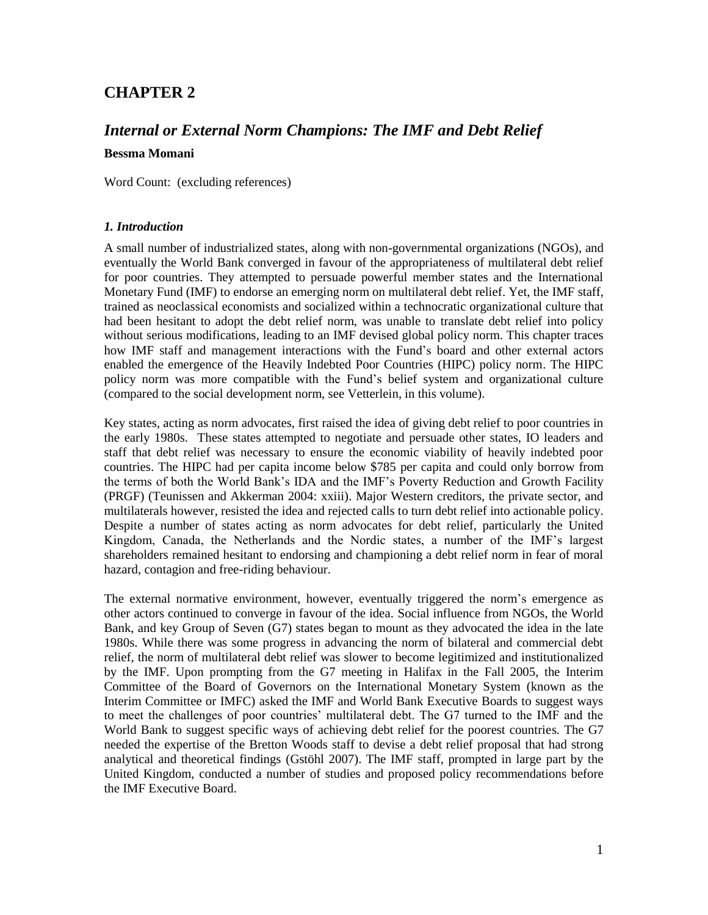# CHAPTER 2

## *Internal or External Norm Champions: The IMF and Debt Relief*

**Bessma Momani**

Word Count: (excluding references)

### *1. Introduction*

A small number of industrialized states, along with non-governmental organizations (NGOs), and eventually the World Bank converged in favour of the appropriateness of multilateral debt relief for poor countries. They attempted to persuade powerful member states and the International Monetary Fund (IMF) to endorse an emerging norm on multilateral debt relief. Yet, the IMF staff, trained as neoclassical economists and socialized within a technocratic organizational culture that had been hesitant to adopt the debt relief norm, was unable to translate debt relief into policy without serious modifications, leading to an IMF devised global policy norm. This chapter traces how IMF staff and management interactions with the Fund's board and other external actors enabled the emergence of the Heavily Indebted Poor Countries (HIPC) policy norm. The HIPC policy norm was more compatible with the Fund's belief system and organizational culture (compared to the social development norm, see Vetterlein, in this volume).

Key states, acting as norm advocates, first raised the idea of giving debt relief to poor countries in the early 1980s. These states attempted to negotiate and persuade other states, IO leaders and staff that debt relief was necessary to ensure the economic viability of heavily indebted poor countries. The HIPC had per capita income below $785 per capita and could only borrow from the terms of both the World Bank's IDA and the IMF's Poverty Reduction and Growth Facility (PRGF) (Teunissen and Akkerman 2004: xxiii). Major Western creditors, the private sector, and multilaterals however, resisted the idea and rejected calls to turn debt relief into actionable policy. Despite a number of states acting as norm advocates for debt relief, particularly the United Kingdom, Canada, the Netherlands and the Nordic states, a number of the IMF's largest shareholders remained hesitant to endorsing and championing a debt relief norm in fear of moral hazard, contagion and free-riding behaviour.

The external normative environment, however, eventually triggered the norm's emergence as other actors continued to converge in favour of the idea. Social influence from NGOs, the World Bank, and key Group of Seven (G7) states began to mount as they advocated the idea in the late 1980s. While there was some progress in advancing the norm of bilateral and commercial debt relief, the norm of multilateral debt relief was slower to become legitimized and institutionalized by the IMF. Upon prompting from the G7 meeting in Halifax in the Fall 2005, the Interim Committee of the Board of Governors on the International Monetary System (known as the Interim Committee or IMFC) asked the IMF and World Bank Executive Boards to suggest ways to meet the challenges of poor countries' multilateral debt. The G7 turned to the IMF and the World Bank to suggest specific ways of achieving debt relief for the poorest countries. The G7 needed the expertise of the Bretton Woods staff to devise a debt relief proposal that had strong analytical and theoretical findings (Gstöhl 2007). The IMF staff, prompted in large part by the United Kingdom, conducted a number of studies and proposed policy recommendations before the IMF Executive Board.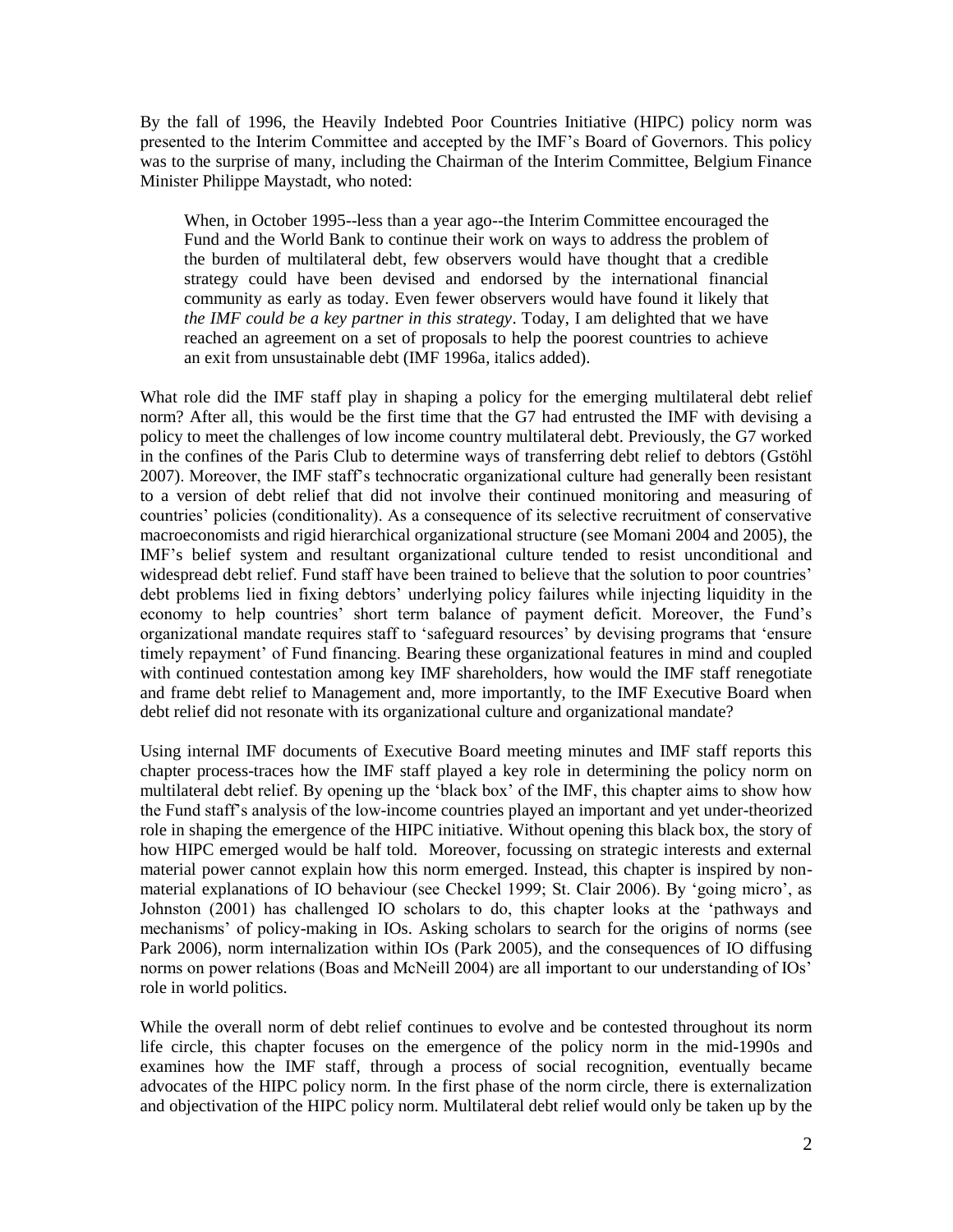By the fall of 1996, the Heavily Indebted Poor Countries Initiative (HIPC) policy norm was presented to the Interim Committee and accepted by the IMF's Board of Governors. This policy was to the surprise of many, including the Chairman of the Interim Committee, Belgium Finance Minister Philippe Maystadt, who noted:

> When, in October 1995--less than a year ago--the Interim Committee encouraged the Fund and the World Bank to continue their work on ways to address the problem of the burden of multilateral debt, few observers would have thought that a credible strategy could have been devised and endorsed by the international financial community as early as today. Even fewer observers would have found it likely that *the IMF could be a key partner in this strategy*. Today, I am delighted that we have reached an agreement on a set of proposals to help the poorest countries to achieve an exit from unsustainable debt (IMF 1996a, italics added).

What role did the IMF staff play in shaping a policy for the emerging multilateral debt relief norm? After all, this would be the first time that the G7 had entrusted the IMF with devising a policy to meet the challenges of low income country multilateral debt. Previously, the G7 worked in the confines of the Paris Club to determine ways of transferring debt relief to debtors (Gstöhl 2007). Moreover, the IMF staff's technocratic organizational culture had generally been resistant to a version of debt relief that did not involve their continued monitoring and measuring of countries' policies (conditionality). As a consequence of its selective recruitment of conservative macroeconomists and rigid hierarchical organizational structure (see Momani 2004 and 2005), the IMF's belief system and resultant organizational culture tended to resist unconditional and widespread debt relief. Fund staff have been trained to believe that the solution to poor countries' debt problems lied in fixing debtors' underlying policy failures while injecting liquidity in the economy to help countries' short term balance of payment deficit. Moreover, the Fund's organizational mandate requires staff to 'safeguard resources' by devising programs that 'ensure timely repayment' of Fund financing. Bearing these organizational features in mind and coupled with continued contestation among key IMF shareholders, how would the IMF staff renegotiate and frame debt relief to Management and, more importantly, to the IMF Executive Board when debt relief did not resonate with its organizational culture and organizational mandate?

Using internal IMF documents of Executive Board meeting minutes and IMF staff reports this chapter process-traces how the IMF staff played a key role in determining the policy norm on multilateral debt relief. By opening up the 'black box' of the IMF, this chapter aims to show how the Fund staff's analysis of the low-income countries played an important and yet under-theorized role in shaping the emergence of the HIPC initiative. Without opening this black box, the story of how HIPC emerged would be half told. Moreover, focussing on strategic interests and external material power cannot explain how this norm emerged. Instead, this chapter is inspired by non-material explanations of IO behaviour (see Checkel 1999; St. Clair 2006). By 'going micro', as Johnston (2001) has challenged IO scholars to do, this chapter looks at the 'pathways and mechanisms' of policy-making in IOs. Asking scholars to search for the origins of norms (see Park 2006), norm internalization within IOs (Park 2005), and the consequences of IO diffusing norms on power relations (Boas and McNeill 2004) are all important to our understanding of IOs' role in world politics.

While the overall norm of debt relief continues to evolve and be contested throughout its norm life circle, this chapter focuses on the emergence of the policy norm in the mid-1990s and examines how the IMF staff, through a process of social recognition, eventually became advocates of the HIPC policy norm. In the first phase of the norm circle, there is externalization and objectivation of the HIPC policy norm. Multilateral debt relief would only be taken up by the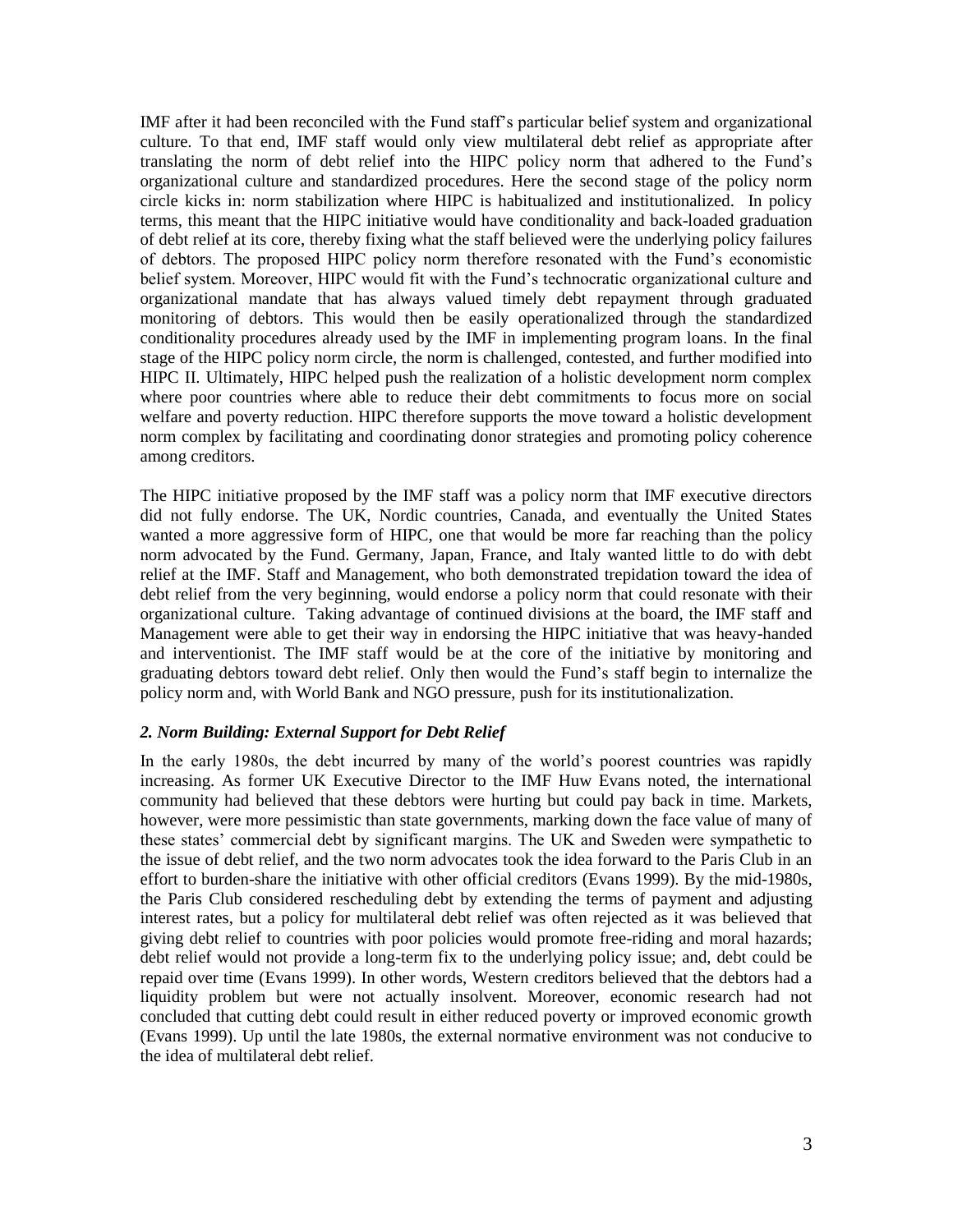IMF after it had been reconciled with the Fund staff's particular belief system and organizational culture. To that end, IMF staff would only view multilateral debt relief as appropriate after translating the norm of debt relief into the HIPC policy norm that adhered to the Fund's organizational culture and standardized procedures. Here the second stage of the policy norm circle kicks in: norm stabilization where HIPC is habitualized and institutionalized. In policy terms, this meant that the HIPC initiative would have conditionality and back-loaded graduation of debt relief at its core, thereby fixing what the staff believed were the underlying policy failures of debtors. The proposed HIPC policy norm therefore resonated with the Fund's economistic belief system. Moreover, HIPC would fit with the Fund's technocratic organizational culture and organizational mandate that has always valued timely debt repayment through graduated monitoring of debtors. This would then be easily operationalized through the standardized conditionality procedures already used by the IMF in implementing program loans. In the final stage of the HIPC policy norm circle, the norm is challenged, contested, and further modified into HIPC II. Ultimately, HIPC helped push the realization of a holistic development norm complex where poor countries where able to reduce their debt commitments to focus more on social welfare and poverty reduction. HIPC therefore supports the move toward a holistic development norm complex by facilitating and coordinating donor strategies and promoting policy coherence among creditors.

The HIPC initiative proposed by the IMF staff was a policy norm that IMF executive directors did not fully endorse. The UK, Nordic countries, Canada, and eventually the United States wanted a more aggressive form of HIPC, one that would be more far reaching than the policy norm advocated by the Fund. Germany, Japan, France, and Italy wanted little to do with debt relief at the IMF. Staff and Management, who both demonstrated trepidation toward the idea of debt relief from the very beginning, would endorse a policy norm that could resonate with their organizational culture. Taking advantage of continued divisions at the board, the IMF staff and Management were able to get their way in endorsing the HIPC initiative that was heavy-handed and interventionist. The IMF staff would be at the core of the initiative by monitoring and graduating debtors toward debt relief. Only then would the Fund's staff begin to internalize the policy norm and, with World Bank and NGO pressure, push for its institutionalization.

### *2. Norm Building: External Support for Debt Relief*

In the early 1980s, the debt incurred by many of the world's poorest countries was rapidly increasing. As former UK Executive Director to the IMF Huw Evans noted, the international community had believed that these debtors were hurting but could pay back in time. Markets, however, were more pessimistic than state governments, marking down the face value of many of these states' commercial debt by significant margins. The UK and Sweden were sympathetic to the issue of debt relief, and the two norm advocates took the idea forward to the Paris Club in an effort to burden-share the initiative with other official creditors (Evans 1999). By the mid-1980s, the Paris Club considered rescheduling debt by extending the terms of payment and adjusting interest rates, but a policy for multilateral debt relief was often rejected as it was believed that giving debt relief to countries with poor policies would promote free-riding and moral hazards; debt relief would not provide a long-term fix to the underlying policy issue; and, debt could be repaid over time (Evans 1999). In other words, Western creditors believed that the debtors had a liquidity problem but were not actually insolvent. Moreover, economic research had not concluded that cutting debt could result in either reduced poverty or improved economic growth (Evans 1999). Up until the late 1980s, the external normative environment was not conducive to the idea of multilateral debt relief.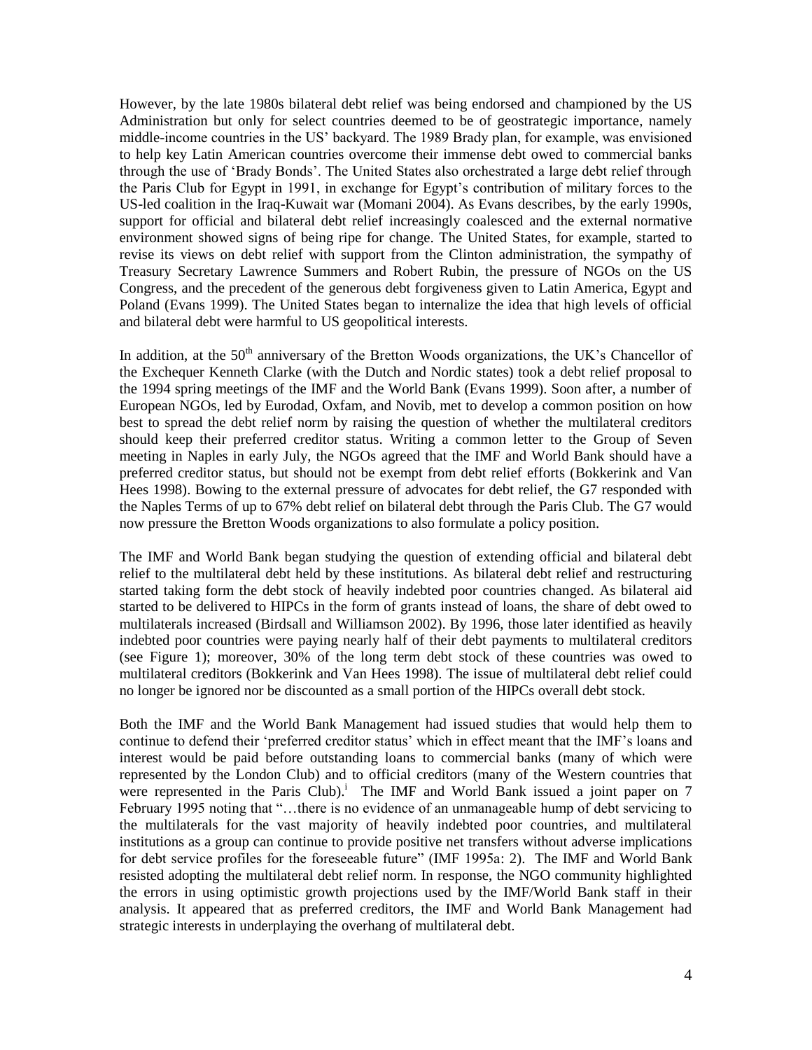However, by the late 1980s bilateral debt relief was being endorsed and championed by the US Administration but only for select countries deemed to be of geostrategic importance, namely middle-income countries in the US' backyard. The 1989 Brady plan, for example, was envisioned to help key Latin American countries overcome their immense debt owed to commercial banks through the use of 'Brady Bonds'. The United States also orchestrated a large debt relief through the Paris Club for Egypt in 1991, in exchange for Egypt's contribution of military forces to the US-led coalition in the Iraq-Kuwait war (Momani 2004). As Evans describes, by the early 1990s, support for official and bilateral debt relief increasingly coalesced and the external normative environment showed signs of being ripe for change. The United States, for example, started to revise its views on debt relief with support from the Clinton administration, the sympathy of Treasury Secretary Lawrence Summers and Robert Rubin, the pressure of NGOs on the US Congress, and the precedent of the generous debt forgiveness given to Latin America, Egypt and Poland (Evans 1999). The United States began to internalize the idea that high levels of official and bilateral debt were harmful to US geopolitical interests.

In addition, at the 50th anniversary of the Bretton Woods organizations, the UK's Chancellor of the Exchequer Kenneth Clarke (with the Dutch and Nordic states) took a debt relief proposal to the 1994 spring meetings of the IMF and the World Bank (Evans 1999). Soon after, a number of European NGOs, led by Eurodad, Oxfam, and Novib, met to develop a common position on how best to spread the debt relief norm by raising the question of whether the multilateral creditors should keep their preferred creditor status. Writing a common letter to the Group of Seven meeting in Naples in early July, the NGOs agreed that the IMF and World Bank should have a preferred creditor status, but should not be exempt from debt relief efforts (Bokkerink and Van Hees 1998). Bowing to the external pressure of advocates for debt relief, the G7 responded with the Naples Terms of up to 67% debt relief on bilateral debt through the Paris Club. The G7 would now pressure the Bretton Woods organizations to also formulate a policy position.

The IMF and World Bank began studying the question of extending official and bilateral debt relief to the multilateral debt held by these institutions. As bilateral debt relief and restructuring started taking form the debt stock of heavily indebted poor countries changed. As bilateral aid started to be delivered to HIPCs in the form of grants instead of loans, the share of debt owed to multilaterals increased (Birdsall and Williamson 2002). By 1996, those later identified as heavily indebted poor countries were paying nearly half of their debt payments to multilateral creditors (see Figure 1); moreover, 30% of the long term debt stock of these countries was owed to multilateral creditors (Bokkerink and Van Hees 1998). The issue of multilateral debt relief could no longer be ignored nor be discounted as a small portion of the HIPCs overall debt stock.

Both the IMF and the World Bank Management had issued studies that would help them to continue to defend their 'preferred creditor status' which in effect meant that the IMF's loans and interest would be paid before outstanding loans to commercial banks (many of which were represented by the London Club) and to official creditors (many of the Western countries that were represented in the Paris Club).[i] The IMF and World Bank issued a joint paper on 7 February 1995 noting that "…there is no evidence of an unmanageable hump of debt servicing to the multilaterals for the vast majority of heavily indebted poor countries, and multilateral institutions as a group can continue to provide positive net transfers without adverse implications for debt service profiles for the foreseeable future" (IMF 1995a: 2). The IMF and World Bank resisted adopting the multilateral debt relief norm. In response, the NGO community highlighted the errors in using optimistic growth projections used by the IMF/World Bank staff in their analysis. It appeared that as preferred creditors, the IMF and World Bank Management had strategic interests in underplaying the overhang of multilateral debt.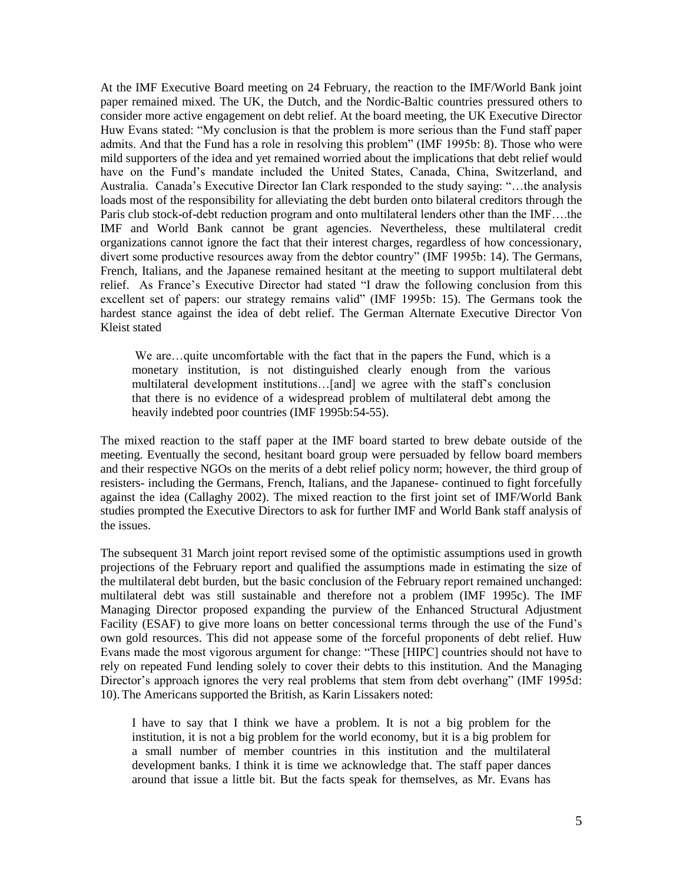At the IMF Executive Board meeting on 24 February, the reaction to the IMF/World Bank joint paper remained mixed. The UK, the Dutch, and the Nordic-Baltic countries pressured others to consider more active engagement on debt relief. At the board meeting, the UK Executive Director Huw Evans stated: "My conclusion is that the problem is more serious than the Fund staff paper admits. And that the Fund has a role in resolving this problem" (IMF 1995b: 8). Those who were mild supporters of the idea and yet remained worried about the implications that debt relief would have on the Fund's mandate included the United States, Canada, China, Switzerland, and Australia. Canada's Executive Director Ian Clark responded to the study saying: "…the analysis loads most of the responsibility for alleviating the debt burden onto bilateral creditors through the Paris club stock-of-debt reduction program and onto multilateral lenders other than the IMF….the IMF and World Bank cannot be grant agencies. Nevertheless, these multilateral credit organizations cannot ignore the fact that their interest charges, regardless of how concessionary, divert some productive resources away from the debtor country" (IMF 1995b: 14). The Germans, French, Italians, and the Japanese remained hesitant at the meeting to support multilateral debt relief. As France's Executive Director had stated "I draw the following conclusion from this excellent set of papers: our strategy remains valid" (IMF 1995b: 15). The Germans took the hardest stance against the idea of debt relief. The German Alternate Executive Director Von Kleist stated

> We are…quite uncomfortable with the fact that in the papers the Fund, which is a monetary institution, is not distinguished clearly enough from the various multilateral development institutions…[and] we agree with the staff's conclusion that there is no evidence of a widespread problem of multilateral debt among the heavily indebted poor countries (IMF 1995b:54-55).

The mixed reaction to the staff paper at the IMF board started to brew debate outside of the meeting. Eventually the second, hesitant board group were persuaded by fellow board members and their respective NGOs on the merits of a debt relief policy norm; however, the third group of resisters- including the Germans, French, Italians, and the Japanese- continued to fight forcefully against the idea (Callaghy 2002). The mixed reaction to the first joint set of IMF/World Bank studies prompted the Executive Directors to ask for further IMF and World Bank staff analysis of the issues.

The subsequent 31 March joint report revised some of the optimistic assumptions used in growth projections of the February report and qualified the assumptions made in estimating the size of the multilateral debt burden, but the basic conclusion of the February report remained unchanged: multilateral debt was still sustainable and therefore not a problem (IMF 1995c). The IMF Managing Director proposed expanding the purview of the Enhanced Structural Adjustment Facility (ESAF) to give more loans on better concessional terms through the use of the Fund's own gold resources. This did not appease some of the forceful proponents of debt relief. Huw Evans made the most vigorous argument for change: "These [HIPC] countries should not have to rely on repeated Fund lending solely to cover their debts to this institution. And the Managing Director's approach ignores the very real problems that stem from debt overhang" (IMF 1995d: 10). The Americans supported the British, as Karin Lissakers noted:

> I have to say that I think we have a problem. It is not a big problem for the institution, it is not a big problem for the world economy, but it is a big problem for a small number of member countries in this institution and the multilateral development banks. I think it is time we acknowledge that. The staff paper dances around that issue a little bit. But the facts speak for themselves, as Mr. Evans has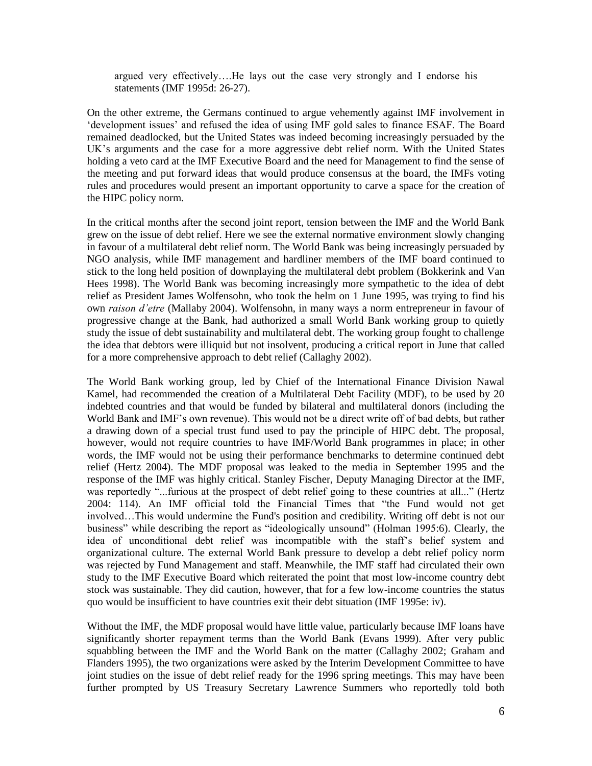> argued very effectively….He lays out the case very strongly and I endorse his statements (IMF 1995d: 26-27).

On the other extreme, the Germans continued to argue vehemently against IMF involvement in 'development issues' and refused the idea of using IMF gold sales to finance ESAF. The Board remained deadlocked, but the United States was indeed becoming increasingly persuaded by the UK's arguments and the case for a more aggressive debt relief norm. With the United States holding a veto card at the IMF Executive Board and the need for Management to find the sense of the meeting and put forward ideas that would produce consensus at the board, the IMFs voting rules and procedures would present an important opportunity to carve a space for the creation of the HIPC policy norm.

In the critical months after the second joint report, tension between the IMF and the World Bank grew on the issue of debt relief. Here we see the external normative environment slowly changing in favour of a multilateral debt relief norm. The World Bank was being increasingly persuaded by NGO analysis, while IMF management and hardliner members of the IMF board continued to stick to the long held position of downplaying the multilateral debt problem (Bokkerink and Van Hees 1998). The World Bank was becoming increasingly more sympathetic to the idea of debt relief as President James Wolfensohn, who took the helm on 1 June 1995, was trying to find his own *raison d'etre* (Mallaby 2004). Wolfensohn, in many ways a norm entrepreneur in favour of progressive change at the Bank, had authorized a small World Bank working group to quietly study the issue of debt sustainability and multilateral debt. The working group fought to challenge the idea that debtors were illiquid but not insolvent, producing a critical report in June that called for a more comprehensive approach to debt relief (Callaghy 2002).

The World Bank working group, led by Chief of the International Finance Division Nawal Kamel, had recommended the creation of a Multilateral Debt Facility (MDF), to be used by 20 indebted countries and that would be funded by bilateral and multilateral donors (including the World Bank and IMF's own revenue). This would not be a direct write off of bad debts, but rather a drawing down of a special trust fund used to pay the principle of HIPC debt. The proposal, however, would not require countries to have IMF/World Bank programmes in place; in other words, the IMF would not be using their performance benchmarks to determine continued debt relief (Hertz 2004). The MDF proposal was leaked to the media in September 1995 and the response of the IMF was highly critical. Stanley Fischer, Deputy Managing Director at the IMF, was reportedly "...furious at the prospect of debt relief going to these countries at all..." (Hertz 2004: 114). An IMF official told the Financial Times that "the Fund would not get involved…This would undermine the Fund's position and credibility. Writing off debt is not our business" while describing the report as "ideologically unsound" (Holman 1995:6). Clearly, the idea of unconditional debt relief was incompatible with the staff's belief system and organizational culture. The external World Bank pressure to develop a debt relief policy norm was rejected by Fund Management and staff. Meanwhile, the IMF staff had circulated their own study to the IMF Executive Board which reiterated the point that most low-income country debt stock was sustainable. They did caution, however, that for a few low-income countries the status quo would be insufficient to have countries exit their debt situation (IMF 1995e: iv).

Without the IMF, the MDF proposal would have little value, particularly because IMF loans have significantly shorter repayment terms than the World Bank (Evans 1999). After very public squabbling between the IMF and the World Bank on the matter (Callaghy 2002; Graham and Flanders 1995), the two organizations were asked by the Interim Development Committee to have joint studies on the issue of debt relief ready for the 1996 spring meetings. This may have been further prompted by US Treasury Secretary Lawrence Summers who reportedly told both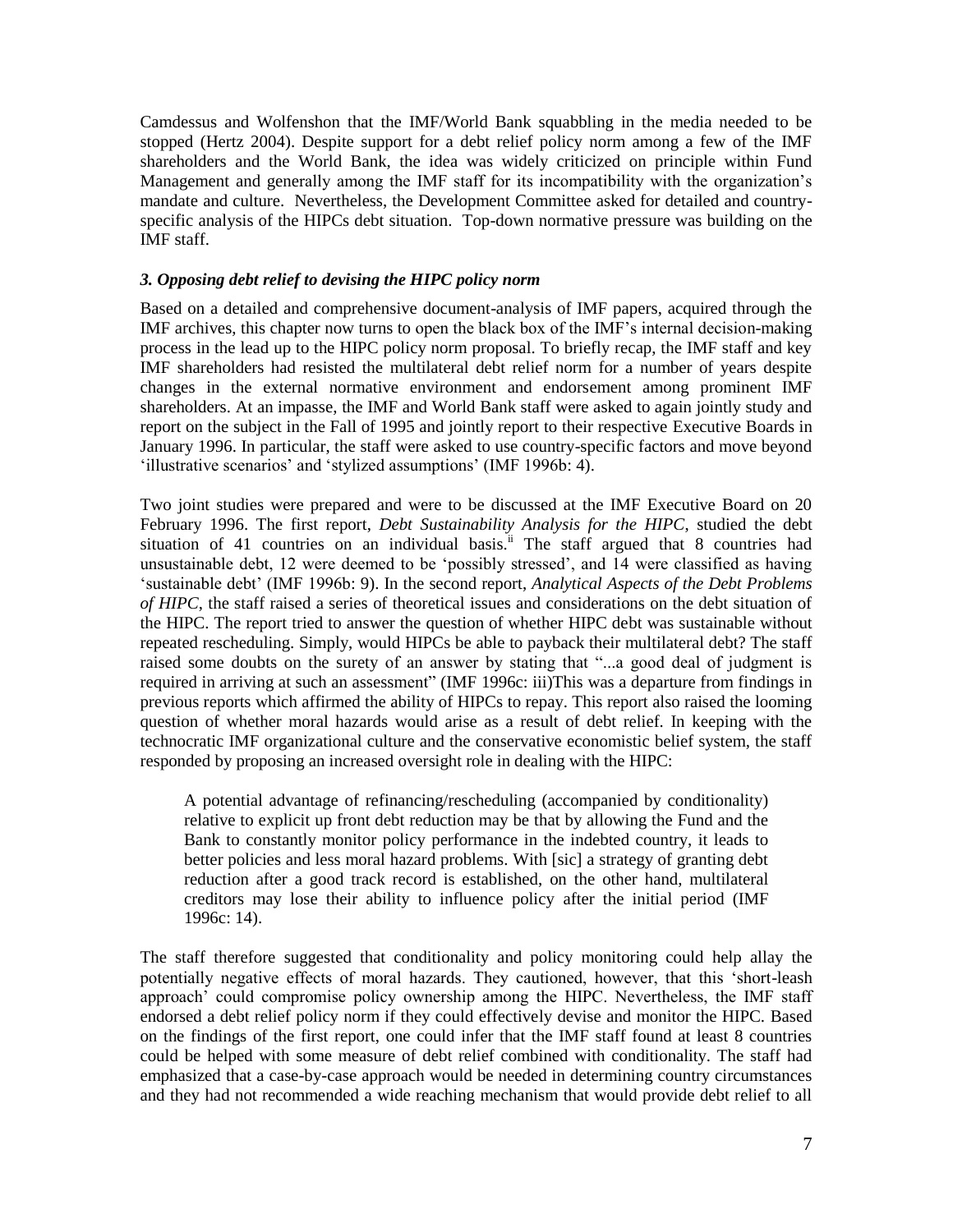Camdessus and Wolfenshon that the IMF/World Bank squabbling in the media needed to be stopped (Hertz 2004). Despite support for a debt relief policy norm among a few of the IMF shareholders and the World Bank, the idea was widely criticized on principle within Fund Management and generally among the IMF staff for its incompatibility with the organization's mandate and culture. Nevertheless, the Development Committee asked for detailed and country-specific analysis of the HIPCs debt situation. Top-down normative pressure was building on the IMF staff.

### *3. Opposing debt relief to devising the HIPC policy norm*

Based on a detailed and comprehensive document-analysis of IMF papers, acquired through the IMF archives, this chapter now turns to open the black box of the IMF's internal decision-making process in the lead up to the HIPC policy norm proposal. To briefly recap, the IMF staff and key IMF shareholders had resisted the multilateral debt relief norm for a number of years despite changes in the external normative environment and endorsement among prominent IMF shareholders. At an impasse, the IMF and World Bank staff were asked to again jointly study and report on the subject in the Fall of 1995 and jointly report to their respective Executive Boards in January 1996. In particular, the staff were asked to use country-specific factors and move beyond 'illustrative scenarios' and 'stylized assumptions' (IMF 1996b: 4).

Two joint studies were prepared and were to be discussed at the IMF Executive Board on 20 February 1996. The first report, *Debt Sustainability Analysis for the HIPC*, studied the debt situation of 41 countries on an individual basis.[ii] The staff argued that 8 countries had unsustainable debt, 12 were deemed to be 'possibly stressed', and 14 were classified as having 'sustainable debt' (IMF 1996b: 9). In the second report, *Analytical Aspects of the Debt Problems of HIPC*, the staff raised a series of theoretical issues and considerations on the debt situation of the HIPC. The report tried to answer the question of whether HIPC debt was sustainable without repeated rescheduling. Simply, would HIPCs be able to payback their multilateral debt? The staff raised some doubts on the surety of an answer by stating that "...a good deal of judgment is required in arriving at such an assessment" (IMF 1996c: iii)This was a departure from findings in previous reports which affirmed the ability of HIPCs to repay. This report also raised the looming question of whether moral hazards would arise as a result of debt relief. In keeping with the technocratic IMF organizational culture and the conservative economistic belief system, the staff responded by proposing an increased oversight role in dealing with the HIPC:

> A potential advantage of refinancing/rescheduling (accompanied by conditionality) relative to explicit up front debt reduction may be that by allowing the Fund and the Bank to constantly monitor policy performance in the indebted country, it leads to better policies and less moral hazard problems. With [sic] a strategy of granting debt reduction after a good track record is established, on the other hand, multilateral creditors may lose their ability to influence policy after the initial period (IMF 1996c: 14).

The staff therefore suggested that conditionality and policy monitoring could help allay the potentially negative effects of moral hazards. They cautioned, however, that this 'short-leash approach' could compromise policy ownership among the HIPC. Nevertheless, the IMF staff endorsed a debt relief policy norm if they could effectively devise and monitor the HIPC. Based on the findings of the first report, one could infer that the IMF staff found at least 8 countries could be helped with some measure of debt relief combined with conditionality. The staff had emphasized that a case-by-case approach would be needed in determining country circumstances and they had not recommended a wide reaching mechanism that would provide debt relief to all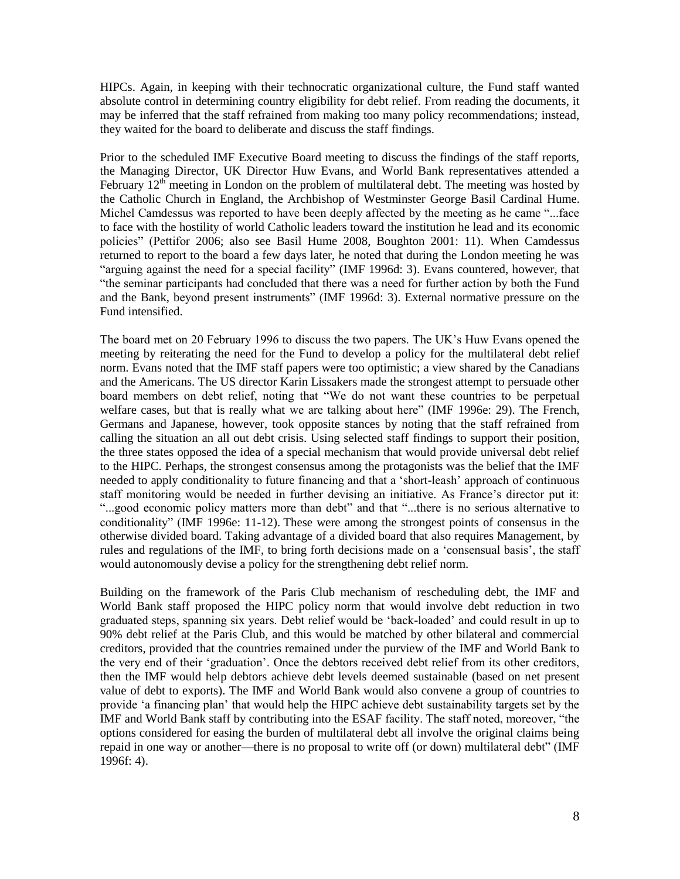HIPCs. Again, in keeping with their technocratic organizational culture, the Fund staff wanted absolute control in determining country eligibility for debt relief. From reading the documents, it may be inferred that the staff refrained from making too many policy recommendations; instead, they waited for the board to deliberate and discuss the staff findings.

Prior to the scheduled IMF Executive Board meeting to discuss the findings of the staff reports, the Managing Director, UK Director Huw Evans, and World Bank representatives attended a February 12th meeting in London on the problem of multilateral debt. The meeting was hosted by the Catholic Church in England, the Archbishop of Westminster George Basil Cardinal Hume. Michel Camdessus was reported to have been deeply affected by the meeting as he came "...face to face with the hostility of world Catholic leaders toward the institution he lead and its economic policies" (Pettifor 2006; also see Basil Hume 2008, Boughton 2001: 11). When Camdessus returned to report to the board a few days later, he noted that during the London meeting he was "arguing against the need for a special facility" (IMF 1996d: 3). Evans countered, however, that "the seminar participants had concluded that there was a need for further action by both the Fund and the Bank, beyond present instruments" (IMF 1996d: 3). External normative pressure on the Fund intensified.

The board met on 20 February 1996 to discuss the two papers. The UK's Huw Evans opened the meeting by reiterating the need for the Fund to develop a policy for the multilateral debt relief norm. Evans noted that the IMF staff papers were too optimistic; a view shared by the Canadians and the Americans. The US director Karin Lissakers made the strongest attempt to persuade other board members on debt relief, noting that "We do not want these countries to be perpetual welfare cases, but that is really what we are talking about here" (IMF 1996e: 29). The French, Germans and Japanese, however, took opposite stances by noting that the staff refrained from calling the situation an all out debt crisis. Using selected staff findings to support their position, the three states opposed the idea of a special mechanism that would provide universal debt relief to the HIPC. Perhaps, the strongest consensus among the protagonists was the belief that the IMF needed to apply conditionality to future financing and that a 'short-leash' approach of continuous staff monitoring would be needed in further devising an initiative. As France's director put it: "...good economic policy matters more than debt" and that "...there is no serious alternative to conditionality" (IMF 1996e: 11-12). These were among the strongest points of consensus in the otherwise divided board. Taking advantage of a divided board that also requires Management, by rules and regulations of the IMF, to bring forth decisions made on a 'consensual basis', the staff would autonomously devise a policy for the strengthening debt relief norm.

Building on the framework of the Paris Club mechanism of rescheduling debt, the IMF and World Bank staff proposed the HIPC policy norm that would involve debt reduction in two graduated steps, spanning six years. Debt relief would be 'back-loaded' and could result in up to 90% debt relief at the Paris Club, and this would be matched by other bilateral and commercial creditors, provided that the countries remained under the purview of the IMF and World Bank to the very end of their 'graduation'. Once the debtors received debt relief from its other creditors, then the IMF would help debtors achieve debt levels deemed sustainable (based on net present value of debt to exports). The IMF and World Bank would also convene a group of countries to provide 'a financing plan' that would help the HIPC achieve debt sustainability targets set by the IMF and World Bank staff by contributing into the ESAF facility. The staff noted, moreover, "the options considered for easing the burden of multilateral debt all involve the original claims being repaid in one way or another—there is no proposal to write off (or down) multilateral debt" (IMF 1996f: 4).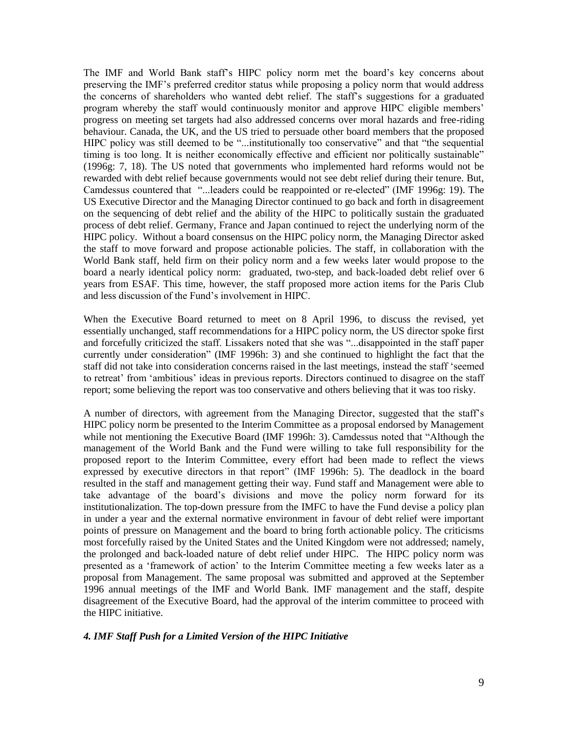The IMF and World Bank staff's HIPC policy norm met the board's key concerns about preserving the IMF's preferred creditor status while proposing a policy norm that would address the concerns of shareholders who wanted debt relief. The staff's suggestions for a graduated program whereby the staff would continuously monitor and approve HIPC eligible members' progress on meeting set targets had also addressed concerns over moral hazards and free-riding behaviour. Canada, the UK, and the US tried to persuade other board members that the proposed HIPC policy was still deemed to be "...institutionally too conservative" and that "the sequential timing is too long. It is neither economically effective and efficient nor politically sustainable" (1996g: 7, 18). The US noted that governments who implemented hard reforms would not be rewarded with debt relief because governments would not see debt relief during their tenure. But, Camdessus countered that "...leaders could be reappointed or re-elected" (IMF 1996g: 19). The US Executive Director and the Managing Director continued to go back and forth in disagreement on the sequencing of debt relief and the ability of the HIPC to politically sustain the graduated process of debt relief. Germany, France and Japan continued to reject the underlying norm of the HIPC policy. Without a board consensus on the HIPC policy norm, the Managing Director asked the staff to move forward and propose actionable policies. The staff, in collaboration with the World Bank staff, held firm on their policy norm and a few weeks later would propose to the board a nearly identical policy norm: graduated, two-step, and back-loaded debt relief over 6 years from ESAF. This time, however, the staff proposed more action items for the Paris Club and less discussion of the Fund's involvement in HIPC.

When the Executive Board returned to meet on 8 April 1996, to discuss the revised, yet essentially unchanged, staff recommendations for a HIPC policy norm, the US director spoke first and forcefully criticized the staff. Lissakers noted that she was "...disappointed in the staff paper currently under consideration" (IMF 1996h: 3) and she continued to highlight the fact that the staff did not take into consideration concerns raised in the last meetings, instead the staff 'seemed to retreat' from 'ambitious' ideas in previous reports. Directors continued to disagree on the staff report; some believing the report was too conservative and others believing that it was too risky.

A number of directors, with agreement from the Managing Director, suggested that the staff's HIPC policy norm be presented to the Interim Committee as a proposal endorsed by Management while not mentioning the Executive Board (IMF 1996h: 3). Camdessus noted that "Although the management of the World Bank and the Fund were willing to take full responsibility for the proposed report to the Interim Committee, every effort had been made to reflect the views expressed by executive directors in that report" (IMF 1996h: 5). The deadlock in the board resulted in the staff and management getting their way. Fund staff and Management were able to take advantage of the board's divisions and move the policy norm forward for its institutionalization. The top-down pressure from the IMFC to have the Fund devise a policy plan in under a year and the external normative environment in favour of debt relief were important points of pressure on Management and the board to bring forth actionable policy. The criticisms most forcefully raised by the United States and the United Kingdom were not addressed; namely, the prolonged and back-loaded nature of debt relief under HIPC. The HIPC policy norm was presented as a 'framework of action' to the Interim Committee meeting a few weeks later as a proposal from Management. The same proposal was submitted and approved at the September 1996 annual meetings of the IMF and World Bank. IMF management and the staff, despite disagreement of the Executive Board, had the approval of the interim committee to proceed with the HIPC initiative.

### *4. IMF Staff Push for a Limited Version of the HIPC Initiative*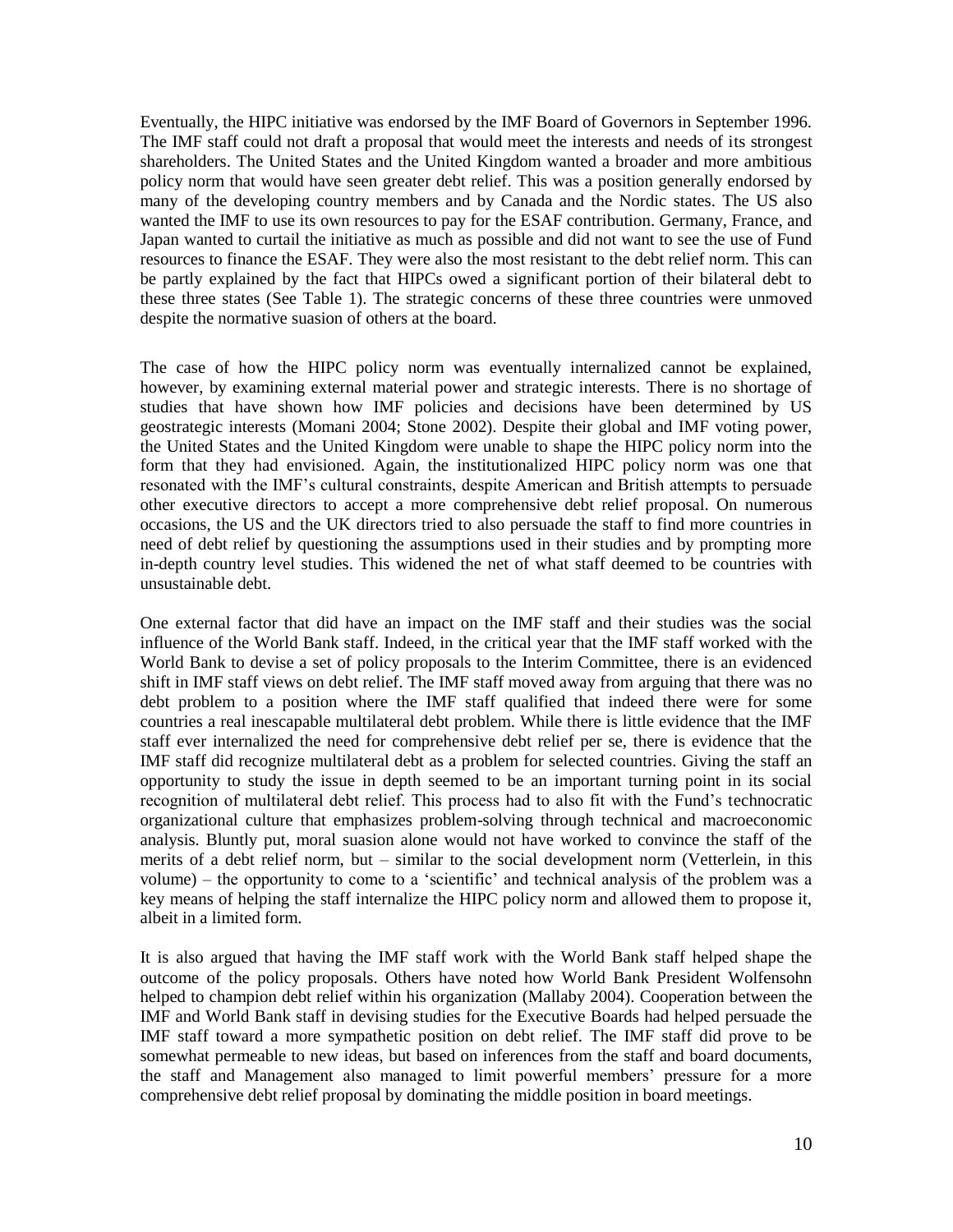Eventually, the HIPC initiative was endorsed by the IMF Board of Governors in September 1996. The IMF staff could not draft a proposal that would meet the interests and needs of its strongest shareholders. The United States and the United Kingdom wanted a broader and more ambitious policy norm that would have seen greater debt relief. This was a position generally endorsed by many of the developing country members and by Canada and the Nordic states. The US also wanted the IMF to use its own resources to pay for the ESAF contribution. Germany, France, and Japan wanted to curtail the initiative as much as possible and did not want to see the use of Fund resources to finance the ESAF. They were also the most resistant to the debt relief norm. This can be partly explained by the fact that HIPCs owed a significant portion of their bilateral debt to these three states (See Table 1). The strategic concerns of these three countries were unmoved despite the normative suasion of others at the board.

The case of how the HIPC policy norm was eventually internalized cannot be explained, however, by examining external material power and strategic interests. There is no shortage of studies that have shown how IMF policies and decisions have been determined by US geostrategic interests (Momani 2004; Stone 2002). Despite their global and IMF voting power, the United States and the United Kingdom were unable to shape the HIPC policy norm into the form that they had envisioned. Again, the institutionalized HIPC policy norm was one that resonated with the IMF's cultural constraints, despite American and British attempts to persuade other executive directors to accept a more comprehensive debt relief proposal. On numerous occasions, the US and the UK directors tried to also persuade the staff to find more countries in need of debt relief by questioning the assumptions used in their studies and by prompting more in-depth country level studies. This widened the net of what staff deemed to be countries with unsustainable debt.

One external factor that did have an impact on the IMF staff and their studies was the social influence of the World Bank staff. Indeed, in the critical year that the IMF staff worked with the World Bank to devise a set of policy proposals to the Interim Committee, there is an evidenced shift in IMF staff views on debt relief. The IMF staff moved away from arguing that there was no debt problem to a position where the IMF staff qualified that indeed there were for some countries a real inescapable multilateral debt problem. While there is little evidence that the IMF staff ever internalized the need for comprehensive debt relief per se, there is evidence that the IMF staff did recognize multilateral debt as a problem for selected countries. Giving the staff an opportunity to study the issue in depth seemed to be an important turning point in its social recognition of multilateral debt relief. This process had to also fit with the Fund's technocratic organizational culture that emphasizes problem-solving through technical and macroeconomic analysis. Bluntly put, moral suasion alone would not have worked to convince the staff of the merits of a debt relief norm, but – similar to the social development norm (Vetterlein, in this volume) – the opportunity to come to a 'scientific' and technical analysis of the problem was a key means of helping the staff internalize the HIPC policy norm and allowed them to propose it, albeit in a limited form.

It is also argued that having the IMF staff work with the World Bank staff helped shape the outcome of the policy proposals. Others have noted how World Bank President Wolfensohn helped to champion debt relief within his organization (Mallaby 2004). Cooperation between the IMF and World Bank staff in devising studies for the Executive Boards had helped persuade the IMF staff toward a more sympathetic position on debt relief. The IMF staff did prove to be somewhat permeable to new ideas, but based on inferences from the staff and board documents, the staff and Management also managed to limit powerful members' pressure for a more comprehensive debt relief proposal by dominating the middle position in board meetings.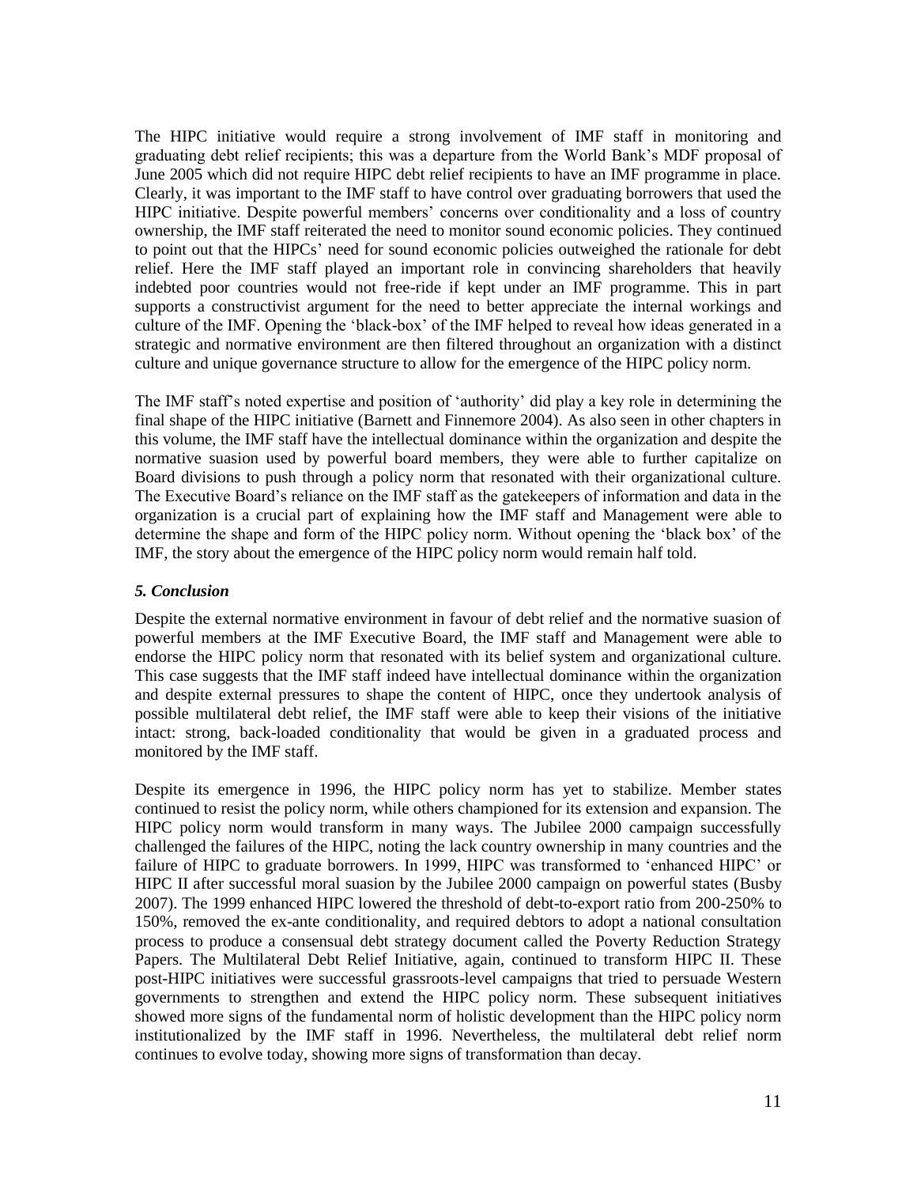The HIPC initiative would require a strong involvement of IMF staff in monitoring and graduating debt relief recipients; this was a departure from the World Bank's MDF proposal of June 2005 which did not require HIPC debt relief recipients to have an IMF programme in place. Clearly, it was important to the IMF staff to have control over graduating borrowers that used the HIPC initiative. Despite powerful members' concerns over conditionality and a loss of country ownership, the IMF staff reiterated the need to monitor sound economic policies. They continued to point out that the HIPCs' need for sound economic policies outweighed the rationale for debt relief. Here the IMF staff played an important role in convincing shareholders that heavily indebted poor countries would not free-ride if kept under an IMF programme. This in part supports a constructivist argument for the need to better appreciate the internal workings and culture of the IMF. Opening the 'black-box' of the IMF helped to reveal how ideas generated in a strategic and normative environment are then filtered throughout an organization with a distinct culture and unique governance structure to allow for the emergence of the HIPC policy norm.

The IMF staff's noted expertise and position of 'authority' did play a key role in determining the final shape of the HIPC initiative (Barnett and Finnemore 2004). As also seen in other chapters in this volume, the IMF staff have the intellectual dominance within the organization and despite the normative suasion used by powerful board members, they were able to further capitalize on Board divisions to push through a policy norm that resonated with their organizational culture. The Executive Board's reliance on the IMF staff as the gatekeepers of information and data in the organization is a crucial part of explaining how the IMF staff and Management were able to determine the shape and form of the HIPC policy norm. Without opening the 'black box' of the IMF, the story about the emergence of the HIPC policy norm would remain half told.

### *5. Conclusion*

Despite the external normative environment in favour of debt relief and the normative suasion of powerful members at the IMF Executive Board, the IMF staff and Management were able to endorse the HIPC policy norm that resonated with its belief system and organizational culture. This case suggests that the IMF staff indeed have intellectual dominance within the organization and despite external pressures to shape the content of HIPC, once they undertook analysis of possible multilateral debt relief, the IMF staff were able to keep their visions of the initiative intact: strong, back-loaded conditionality that would be given in a graduated process and monitored by the IMF staff.

Despite its emergence in 1996, the HIPC policy norm has yet to stabilize. Member states continued to resist the policy norm, while others championed for its extension and expansion. The HIPC policy norm would transform in many ways. The Jubilee 2000 campaign successfully challenged the failures of the HIPC, noting the lack country ownership in many countries and the failure of HIPC to graduate borrowers. In 1999, HIPC was transformed to 'enhanced HIPC' or HIPC II after successful moral suasion by the Jubilee 2000 campaign on powerful states (Busby 2007). The 1999 enhanced HIPC lowered the threshold of debt-to-export ratio from 200-250% to 150%, removed the ex-ante conditionality, and required debtors to adopt a national consultation process to produce a consensual debt strategy document called the Poverty Reduction Strategy Papers. The Multilateral Debt Relief Initiative, again, continued to transform HIPC II. These post-HIPC initiatives were successful grassroots-level campaigns that tried to persuade Western governments to strengthen and extend the HIPC policy norm. These subsequent initiatives showed more signs of the fundamental norm of holistic development than the HIPC policy norm institutionalized by the IMF staff in 1996. Nevertheless, the multilateral debt relief norm continues to evolve today, showing more signs of transformation than decay.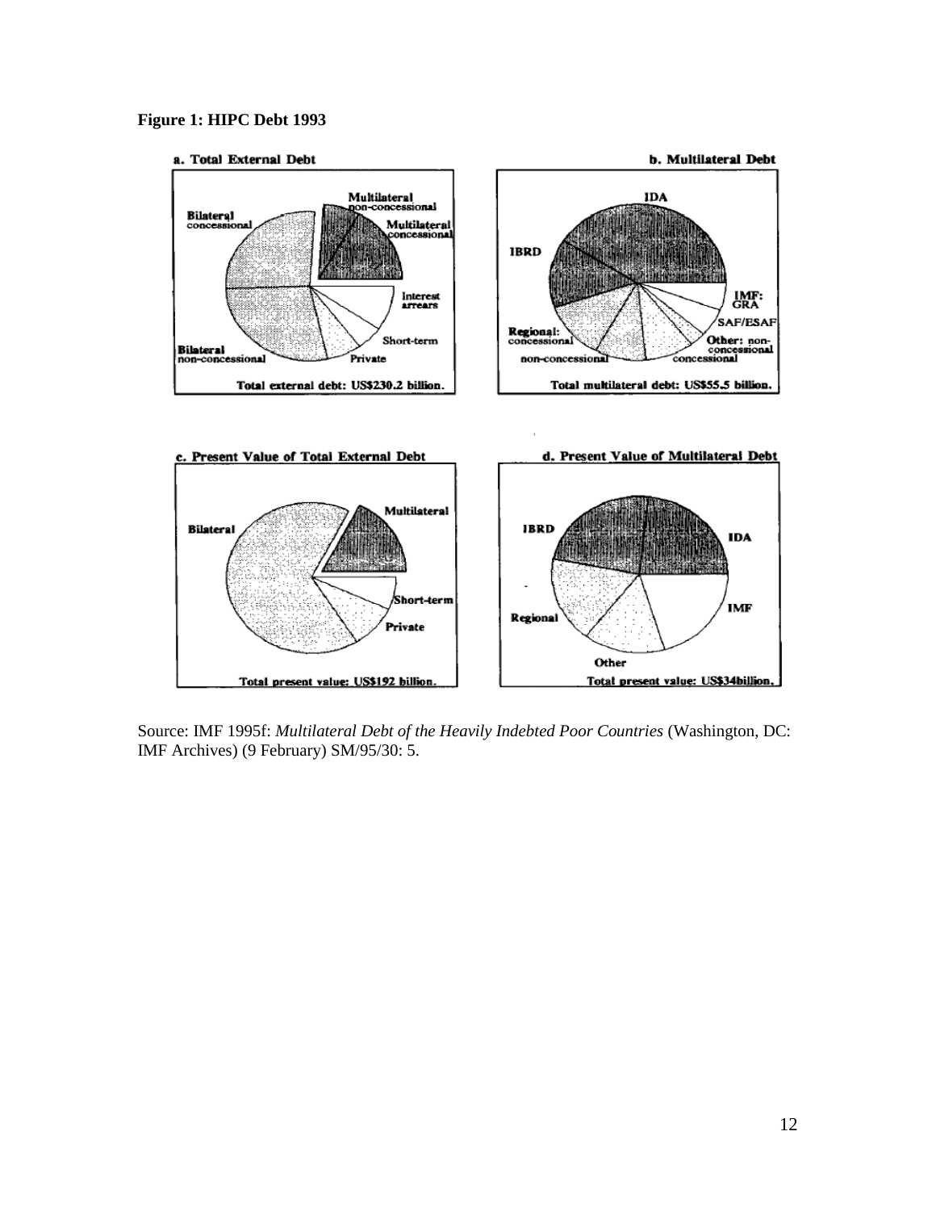**Figure 1: HIPC Debt 1993**

Source: IMF 1995f: *Multilateral Debt of the Heavily Indebted Poor Countries* (Washington, DC: IMF Archives) (9 February) SM/95/30: 5.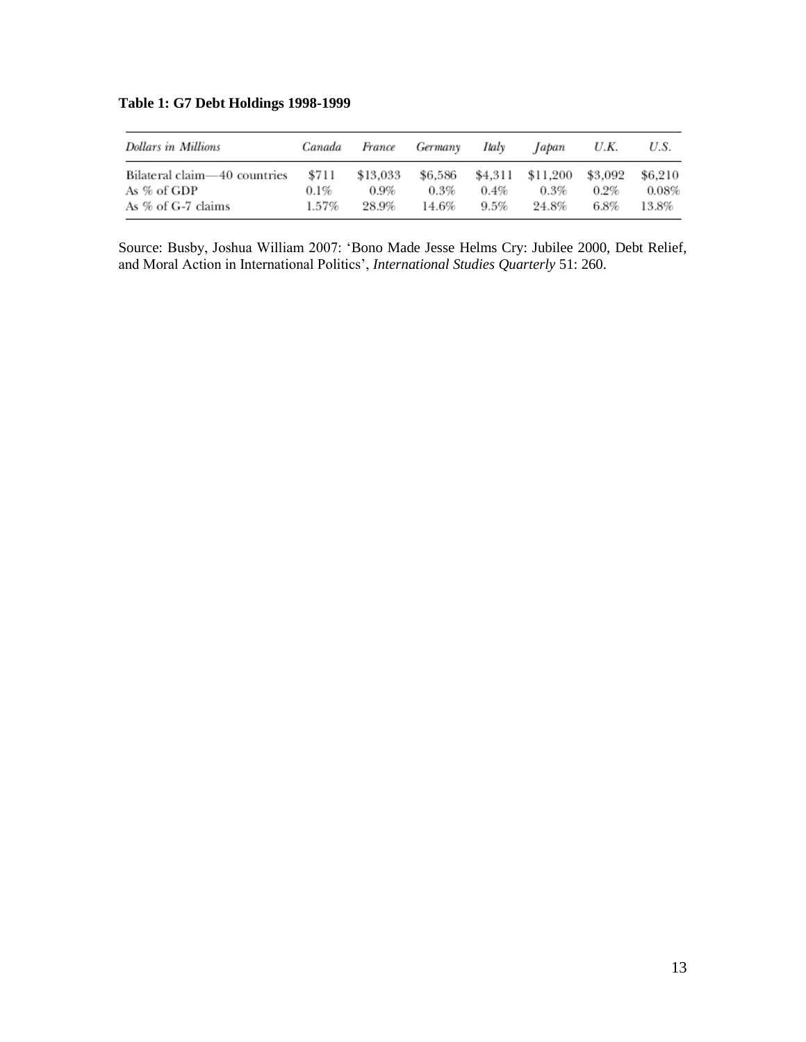**Table 1: G7 Debt Holdings 1998-1999**

| *Dollars in Millions* | *Canada* | *France* | *Germany* | *Italy* | *Japan* | *U.K.* | *U.S.* |
|---|---|---|---|---|---|---|---|
| Bilateral claim—40 countries | $711 | $13,033 | $6,586 | $4,311 | $11,200 | $3,092 | $6,210 |
| As % of GDP | 0.1% | 0.9% | 0.3% | 0.4% | 0.3% | 0.2% | 0.08% |
| As % of G-7 claims | 1.57% | 28.9% | 14.6% | 9.5% | 24.8% | 6.8% | 13.8% |

Source: Busby, Joshua William 2007: 'Bono Made Jesse Helms Cry: Jubilee 2000, Debt Relief, and Moral Action in International Politics', *International Studies Quarterly* 51: 260.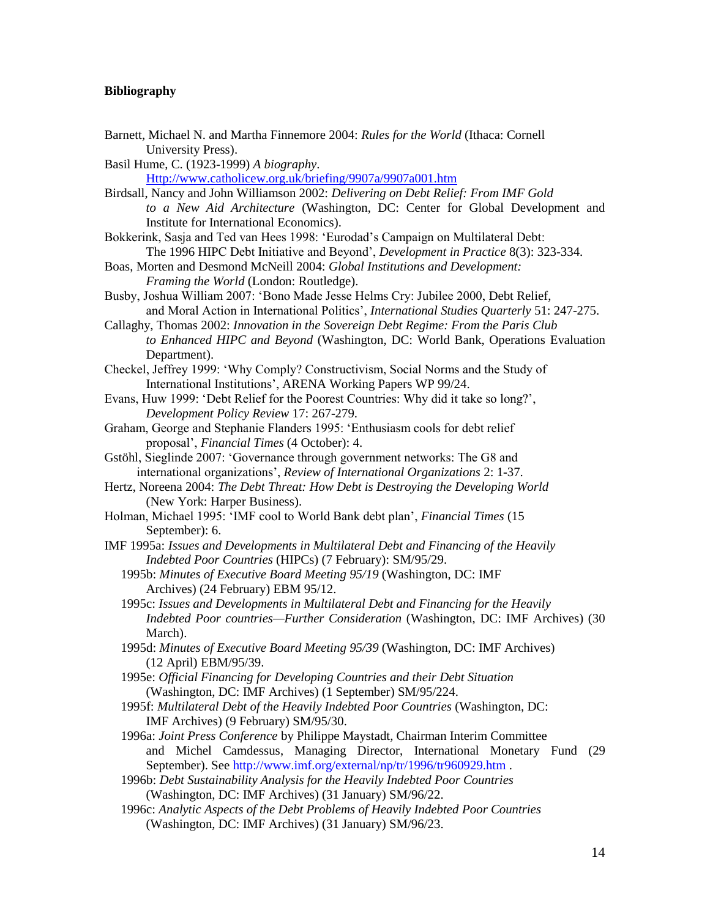**Bibliography**

Barnett, Michael N. and Martha Finnemore 2004: *Rules for the World* (Ithaca: Cornell University Press).

Basil Hume, C. (1923-1999) *A biography*. Http://www.catholicew.org.uk/briefing/9907a/9907a001.htm

Birdsall, Nancy and John Williamson 2002: *Delivering on Debt Relief: From IMF Gold to a New Aid Architecture* (Washington, DC: Center for Global Development and Institute for International Economics).

Bokkerink, Sasja and Ted van Hees 1998: 'Eurodad's Campaign on Multilateral Debt: The 1996 HIPC Debt Initiative and Beyond', *Development in Practice* 8(3): 323-334.

Boas, Morten and Desmond McNeill 2004: *Global Institutions and Development: Framing the World* (London: Routledge).

Busby, Joshua William 2007: 'Bono Made Jesse Helms Cry: Jubilee 2000, Debt Relief, and Moral Action in International Politics', *International Studies Quarterly* 51: 247-275.

Callaghy, Thomas 2002: *Innovation in the Sovereign Debt Regime: From the Paris Club to Enhanced HIPC and Beyond* (Washington, DC: World Bank, Operations Evaluation Department).

Checkel, Jeffrey 1999: 'Why Comply? Constructivism, Social Norms and the Study of International Institutions', ARENA Working Papers WP 99/24.

Evans, Huw 1999: 'Debt Relief for the Poorest Countries: Why did it take so long?', *Development Policy Review* 17: 267-279.

Graham, George and Stephanie Flanders 1995: 'Enthusiasm cools for debt relief proposal', *Financial Times* (4 October): 4.

Gstöhl, Sieglinde 2007: 'Governance through government networks: The G8 and international organizations', *Review of International Organizations* 2: 1-37.

Hertz, Noreena 2004: *The Debt Threat: How Debt is Destroying the Developing World* (New York: Harper Business).

Holman, Michael 1995: 'IMF cool to World Bank debt plan', *Financial Times* (15 September): 6.

IMF 1995a: *Issues and Developments in Multilateral Debt and Financing of the Heavily Indebted Poor Countries* (HIPCs) (7 February): SM/95/29.

1995b: *Minutes of Executive Board Meeting 95/19* (Washington, DC: IMF Archives) (24 February) EBM 95/12.

1995c: *Issues and Developments in Multilateral Debt and Financing for the Heavily Indebted Poor countries—Further Consideration* (Washington, DC: IMF Archives) (30 March).

1995d: *Minutes of Executive Board Meeting 95/39* (Washington, DC: IMF Archives) (12 April) EBM/95/39.

1995e: *Official Financing for Developing Countries and their Debt Situation* (Washington, DC: IMF Archives) (1 September) SM/95/224.

1995f: *Multilateral Debt of the Heavily Indebted Poor Countries* (Washington, DC: IMF Archives) (9 February) SM/95/30.

1996a: *Joint Press Conference* by Philippe Maystadt, Chairman Interim Committee and Michel Camdessus, Managing Director, International Monetary Fund (29 September). See http://www.imf.org/external/np/tr/1996/tr960929.htm .

1996b: *Debt Sustainability Analysis for the Heavily Indebted Poor Countries* (Washington, DC: IMF Archives) (31 January) SM/96/22.

1996c: *Analytic Aspects of the Debt Problems of Heavily Indebted Poor Countries* (Washington, DC: IMF Archives) (31 January) SM/96/23.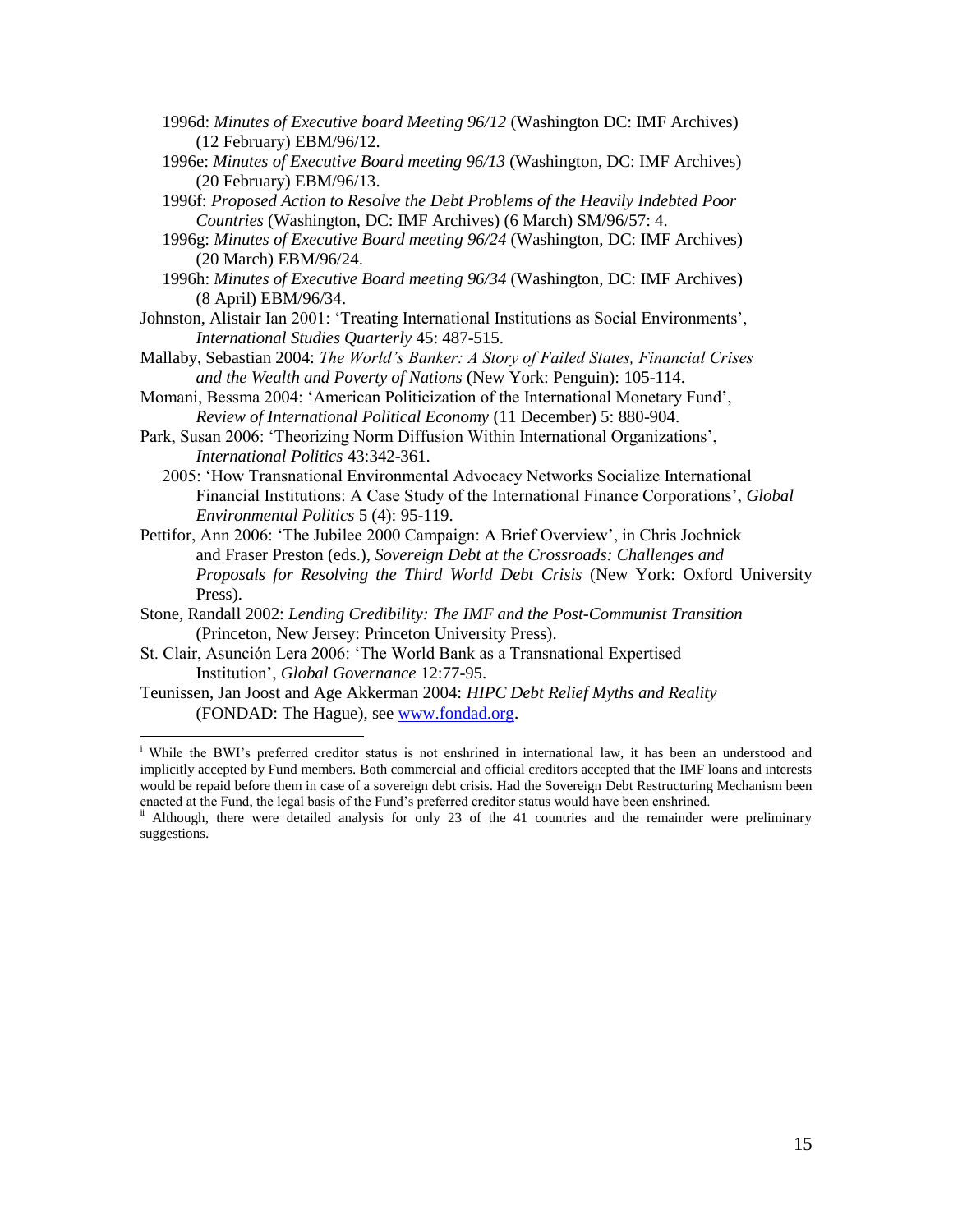1996d: *Minutes of Executive board Meeting 96/12* (Washington DC: IMF Archives) (12 February) EBM/96/12.

1996e: *Minutes of Executive Board meeting 96/13* (Washington, DC: IMF Archives) (20 February) EBM/96/13.

1996f: *Proposed Action to Resolve the Debt Problems of the Heavily Indebted Poor Countries* (Washington, DC: IMF Archives) (6 March) SM/96/57: 4.

1996g: *Minutes of Executive Board meeting 96/24* (Washington, DC: IMF Archives) (20 March) EBM/96/24.

1996h: *Minutes of Executive Board meeting 96/34* (Washington, DC: IMF Archives) (8 April) EBM/96/34.

Johnston, Alistair Ian 2001: 'Treating International Institutions as Social Environments', *International Studies Quarterly* 45: 487-515.

Mallaby, Sebastian 2004: *The World's Banker: A Story of Failed States, Financial Crises and the Wealth and Poverty of Nations* (New York: Penguin): 105-114.

Momani, Bessma 2004: 'American Politicization of the International Monetary Fund', *Review of International Political Economy* (11 December) 5: 880-904.

Park, Susan 2006: 'Theorizing Norm Diffusion Within International Organizations', *International Politics* 43:342-361.

2005: 'How Transnational Environmental Advocacy Networks Socialize International Financial Institutions: A Case Study of the International Finance Corporations', *Global Environmental Politics* 5 (4): 95-119.

Pettifor, Ann 2006: 'The Jubilee 2000 Campaign: A Brief Overview', in Chris Jochnick and Fraser Preston (eds.), *Sovereign Debt at the Crossroads: Challenges and Proposals for Resolving the Third World Debt Crisis* (New York: Oxford University Press).

Stone, Randall 2002: *Lending Credibility: The IMF and the Post-Communist Transition* (Princeton, New Jersey: Princeton University Press).

St. Clair, Asunción Lera 2006: 'The World Bank as a Transnational Expertised Institution', *Global Governance* 12:77-95.

Teunissen, Jan Joost and Age Akkerman 2004: *HIPC Debt Relief Myths and Reality* (FONDAD: The Hague), see www.fondad.org.

---

[i] While the BWI's preferred creditor status is not enshrined in international law, it has been an understood and implicitly accepted by Fund members. Both commercial and official creditors accepted that the IMF loans and interests would be repaid before them in case of a sovereign debt crisis. Had the Sovereign Debt Restructuring Mechanism been enacted at the Fund, the legal basis of the Fund's preferred creditor status would have been enshrined.

[ii] Although, there were detailed analysis for only 23 of the 41 countries and the remainder were preliminary suggestions.